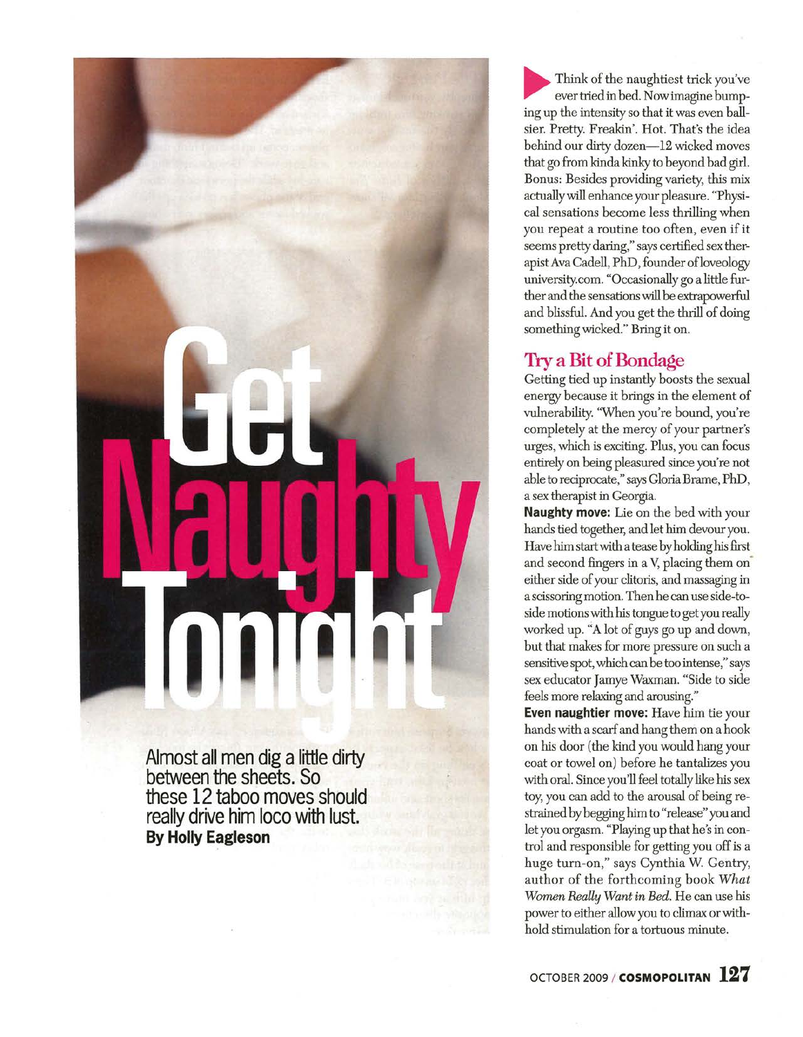# Get Naughty Tonight

Almost all men dig a little dirty between the sheets. So these 12 taboo moves should really drive him loco with lust.

**By Holly Eagleson**

Think of the naughtiest trick you've ever tried in bed. Now imagine bumping up the intensity so that it was even ballsier. Pretty. Freakin'. Hot. That's the idea behind our dirty dozen—12 wicked moves that go from kinda kinky to beyond bad girl. Bonus: Besides providing variety, this mix actually will enhance your pleasure. "Physical sensations become less thrilling when you repeat a routine too often, even if it seems pretty daring," says certified sex therapist Ava Cadell, PhD, founder of loveology university.com. "Occasionally go a little further and the sensations will be extrapowerful and blissful. And you get the thrill of doing something wicked." Bring it on.

## Try a Bit of Bondage

Getting tied up instantly boosts the sexual energy because it brings in the element of vulnerability. "When you're bound, you're completely at the mercy of your partner's urges, which is exciting. Plus, you can focus entirely on being pleasured since you're not able to reciprocate," says Gloria Brame, PhD, a sex therapist in Georgia.

**Naughty move:** Lie on the bed with your hands tied together, and let him devour you. Have him start with a tease by holding his first and second fingers in a V, placing them on either side of your clitoris, and massaging in a scissoring motion. Then he can use side-to-side motions with his tongue to get you really worked up. "A lot of guys go up and down, but that makes for more pressure on such a sensitive spot, which can be too intense," says sex educator Jamye Waxman. "Side to side feels more relaxing and arousing."

**Even naughtier move:** Have him tie your hands with a scarf and hang them on a hook on his door (the kind you would hang your coat or towel on) before he tantalizes you with oral. Since you'll feel totally like his sex toy, you can add to the arousal of being restrained by begging him to "release" you and let you orgasm. "Playing up that he's in control and responsible for getting you off is a huge turn-on," says Cynthia W. Gentry, author of the forthcoming book *What Women Really Want in Bed.* He can use his power to either allow you to climax or withhold stimulation for a tortuous minute.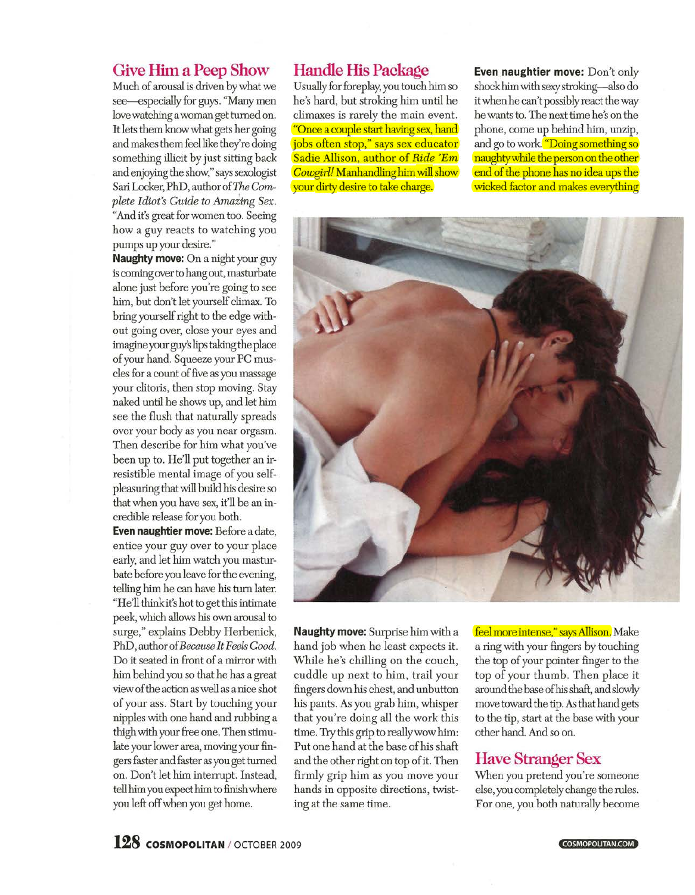## Give Him a Peep Show

Much of arousal is driven by what we see—especially for guys. "Many men love watching a woman get turned on. It lets them know what gets her going and makes them feel like they're doing something illicit by just sitting back and enjoying the show," says sexologist Sari Locker, PhD, author of *The Complete Idiot's Guide to Amazing Sex*. "And it's great for women too. Seeing how a guy reacts to watching you pumps up your desire."

**Naughty move:** On a night your guy is coming over to hang out, masturbate alone just before you're going to see him, but don't let yourself climax. To bring yourself right to the edge without going over, close your eyes and imagine your guy's lips taking the place of your hand. Squeeze your PC muscles for a count of five as you massage your clitoris, then stop moving. Stay naked until he shows up, and let him see the flush that naturally spreads over your body as you near orgasm. Then describe for him what you've been up to. He'll put together an irresistible mental image of you self-pleasuring that will build his desire so that when you have sex, it'll be an incredible release for you both.

**Even naughtier move:** Before a date, entice your guy over to your place early, and let him watch you masturbate before you leave for the evening, telling him he can have his turn later. "He'll think it's hot to get this intimate peek, which allows his own arousal to surge," explains Debby Herbenick, PhD, author of *Because It Feels Good*. Do it seated in front of a mirror with him behind you so that he has a great view of the action as well as a nice shot of your ass. Start by touching your nipples with one hand and rubbing a thigh with your free one. Then stimulate your lower area, moving your fingers faster and faster as you get turned on. Don't let him interrupt. Instead, tell him you expect him to finish where you left off when you get home.

## Handle His Package

Usually for foreplay, you touch him so he's hard, but stroking him until he climaxes is rarely the main event. "Once a couple start having sex, hand jobs often stop," says sex educator Sadie Allison, author of *Ride 'Em Cowgirl!* Manhandling him will show your dirty desire to take charge.

**Naughty move:** Surprise him with a hand job when he least expects it. While he's chilling on the couch, cuddle up next to him, trail your fingers down his chest, and unbutton his pants. As you grab him, whisper that you're doing all the work this time. Try this grip to really wow him: Put one hand at the base of his shaft and the other right on top of it. Then firmly grip him as you move your hands in opposite directions, twisting at the same time.

**Even naughtier move:** Don't only shock him with sexy stroking—also do it when he can't possibly react the way he wants to. The next time he's on the phone, come up behind him, unzip, and go to work. "Doing something so naughty while the person on the other end of the phone has no idea ups the wicked factor and makes everything feel more intense," says Allison. Make a ring with your fingers by touching the top of your pointer finger to the top of your thumb. Then place it around the base of his shaft, and slowly move toward the tip. As that hand gets to the tip, start at the base with your other hand. And so on.

## Have Stranger Sex

When you pretend you're someone else, you completely change the rules. For one, you both naturally become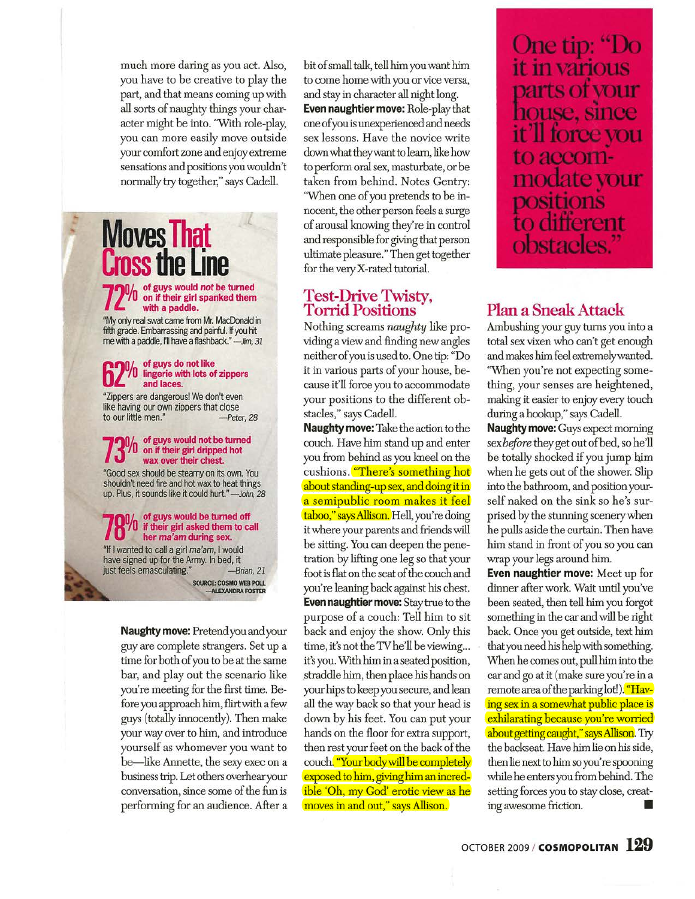much more daring as you act. Also, you have to be creative to play the part, and that means coming up with all sorts of naughty things your character might be into. "With role-play, you can more easily move outside your comfort zone and enjoy extreme sensations and positions you wouldn't normally try together," says Cadell.

## Moves That Cross the Line

**72%** **of guys would *not* be turned on if their girl spanked them with a paddle.**

"My only real swat came from Mr. MacDonald in fifth grade. Embarrassing and painful. If you hit me with a paddle, I'll have a flashback." —*Jim, 31*

**62%** **of guys do not like lingerie with lots of zippers and laces.**

"Zippers are dangerous! We don't even like having our own zippers that close to our little men." —*Peter, 28*

**73%** **of guys would not be turned on if their girl dripped hot wax over their chest.**

"Good sex should be steamy on its own. You shouldn't need fire and hot wax to heat things up. Plus, it sounds like it could hurt." —*John, 28*

**78%** **of guys would be turned off if their girl asked them to call her *ma'am* during sex.**

"If I wanted to call a girl *ma'am*, I would have signed up for the Army. In bed, it just feels emasculating." —*Brian, 21*

SOURCE: COSMO WEB POLL
—ALEXANDRA FOSTER

**Naughty move:** Pretend you and your guy are complete strangers. Set up a time for both of you to be at the same bar, and play out the scenario like you're meeting for the first time. Before you approach him, flirt with a few guys (totally innocently). Then make your way over to him, and introduce yourself as whomever you want to be—like Annette, the sexy exec on a business trip. Let others overhear your conversation, since some of the fun is performing for an audience. After a bit of small talk, tell him you want him to come home with you or vice versa, and stay in character all night long.

**Even naughtier move:** Role-play that one of you is unexperienced and needs sex lessons. Have the novice write down what they want to learn, like how to perform oral sex, masturbate, or be taken from behind. Notes Gentry: "When one of you pretends to be innocent, the other person feels a surge of arousal knowing they're in control and responsible for giving that person ultimate pleasure." Then get together for the very X-rated tutorial.

## Test-Drive Twisty, Torrid Positions

Nothing screams *naughty* like providing a view and finding new angles neither of you is used to. One tip: "Do it in various parts of your house, because it'll force you to accommodate your positions to the different obstacles," says Cadell.

> One tip: "Do it in various parts of your house, since it'll force you to accommodate your positions to different obstacles."

**Naughty move:** Take the action to the couch. Have him stand up and enter you from behind as you kneel on the cushions. "There's something hot about standing-up sex, and doing it in a semipublic room makes it feel taboo," says Allison. Hell, you're doing it where your parents and friends will be sitting. You can deepen the penetration by lifting one leg so that your foot is flat on the seat of the couch and you're leaning back against his chest.

**Even naughtier move:** Stay true to the purpose of a couch: Tell him to sit back and enjoy the show. Only this time, it's not the TV he'll be viewing... it's you. With him in a seated position, straddle him, then place his hands on your hips to keep you secure, and lean all the way back so that your head is down by his feet. You can put your hands on the floor for extra support, then rest your feet on the back of the couch. "Your body will be completely exposed to him, giving him an incredible 'Oh, my God' erotic view as he moves in and out," says Allison.

## Plan a Sneak Attack

Ambushing your guy turns you into a total sex vixen who can't get enough and makes him feel extremely wanted. "When you're not expecting something, your senses are heightened, making it easier to enjoy every touch during a hookup," says Cadell.

**Naughty move:** Guys expect morning sex *before* they get out of bed, so he'll be totally shocked if you jump him when he gets out of the shower. Slip into the bathroom, and position yourself naked on the sink so he's surprised by the stunning scenery when he pulls aside the curtain. Then have him stand in front of you so you can wrap your legs around him.

**Even naughtier move:** Meet up for dinner after work. Wait until you've been seated, then tell him you forgot something in the car and will be right back. Once you get outside, text him that you need his help with something. When he comes out, pull him into the car and go at it (make sure you're in a remote area of the parking lot!). "Having sex in a somewhat public place is exhilarating because you're worried about getting caught," says Allison. Try the backseat. Have him lie on his side, then lie next to him so you're spooning while he enters you from behind. The setting forces you to stay close, creating awesome friction. ■